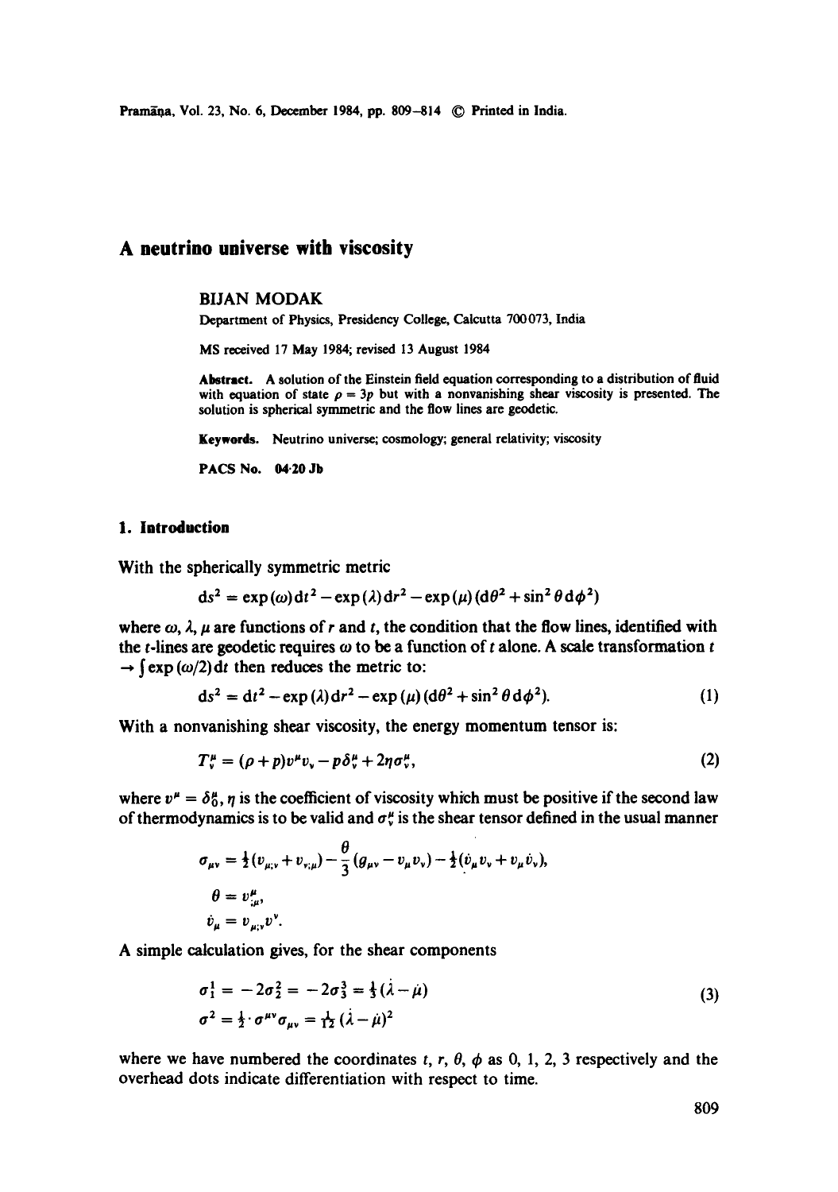# A neutrino universe with viscosity

BIJAN MODAK

Department of Physics, Presidency College, Calcutta 700073, India

MS received 17 May 1984; revised 13 August 1984

**Abstract.** A solution of the Einstein field equation corresponding to a distribution of fluid with equation of state $\rho = 3p$ but with a nonvanishing shear viscosity is presented. The solution is spherical symmetric and the flow lines are geodetic.

**Keywords.** Neutrino universe; cosmology; general relativity; viscosity

**PACS No.** 04.20 Jb

## 1. Introduction

With the spherically symmetric metric

$$ds^2 = \exp(\omega)\,dt^2 - \exp(\lambda)\,dr^2 - \exp(\mu)(d\theta^2 + \sin^2\theta\, d\phi^2)$$

where $\omega$, $\lambda$, $\mu$ are functions of $r$ and $t$, the condition that the flow lines, identified with the $t$-lines are geodetic requires $\omega$ to be a function of $t$ alone. A scale transformation $t \to \int \exp(\omega/2)\,dt$ then reduces the metric to:

$$ds^2 = dt^2 - \exp(\lambda)\,dr^2 - \exp(\mu)(d\theta^2 + \sin^2\theta\, d\phi^2). \tag{1}$$

With a nonvanishing shear viscosity, the energy momentum tensor is:

$$T^{\mu}_{\nu} = (\rho + p)v^{\mu}v_{\nu} - p\delta^{\mu}_{\nu} + 2\eta\sigma^{\mu}_{\nu}, \tag{2}$$

where $v^{\mu} = \delta^{\mu}_{0}$, $\eta$ is the coefficient of viscosity which must be positive if the second law of thermodynamics is to be valid and $\sigma^{\mu}_{\nu}$ is the shear tensor defined in the usual manner

$$\sigma_{\mu\nu} = \tfrac{1}{2}(v_{\mu;\nu} + v_{\nu;\mu}) - \frac{\theta}{3}(g_{\mu\nu} - v_{\mu}v_{\nu}) - \tfrac{1}{2}(\dot{v}_{\mu}v_{\nu} + v_{\mu}\dot{v}_{\nu}),$$

$$\theta = v^{\mu}_{;\mu},$$

$$\dot{v}_{\mu} = v_{\mu;\nu}v^{\nu}.$$

A simple calculation gives, for the shear components

$$\begin{aligned} \sigma^{1}_{1} &= -2\sigma^{2}_{2} = -2\sigma^{3}_{3} = \tfrac{1}{3}(\dot{\lambda} - \dot{\mu}) \\ \sigma^{2} &= \tfrac{1}{2}\cdot\sigma^{\mu\nu}\sigma_{\mu\nu} = \tfrac{1}{12}(\dot{\lambda} - \dot{\mu})^2 \end{aligned} \tag{3}$$

where we have numbered the coordinates $t$, $r$, $\theta$, $\phi$ as 0, 1, 2, 3 respectively and the overhead dots indicate differentiation with respect to time.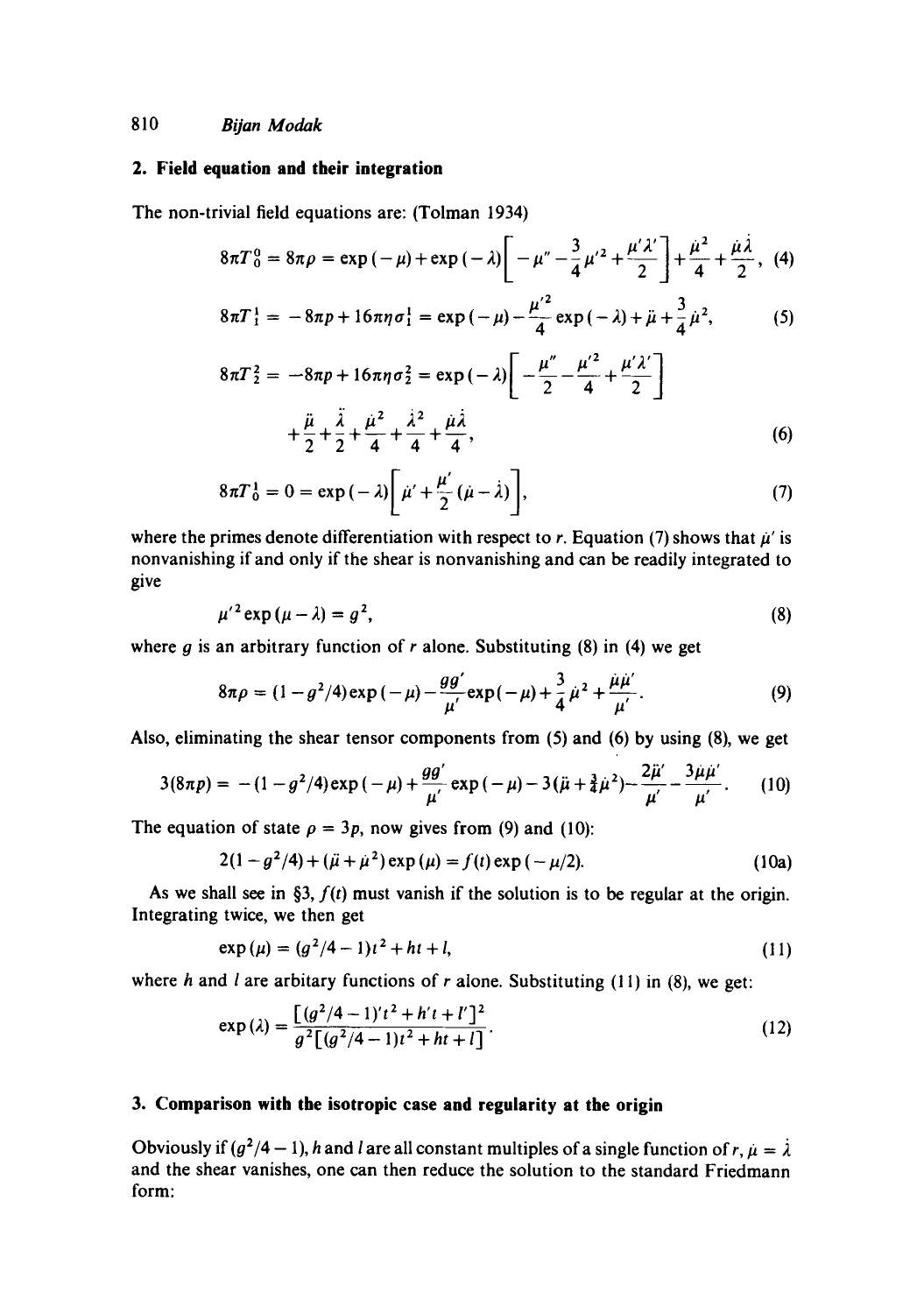## 2. Field equation and their integration

The non-trivial field equations are: (Tolman 1934)

$$8\pi T_0^0 = 8\pi\rho = \exp(-\mu) + \exp(-\lambda)\left[-\mu'' - \frac{3}{4}\mu'^2 + \frac{\mu'\lambda'}{2}\right] + \frac{\dot{\mu}^2}{4} + \frac{\dot{\mu}\dot{\lambda}}{2}, \quad (4)$$

$$8\pi T_1^1 = -8\pi p + 16\pi\eta\sigma_1^1 = \exp(-\mu) - \frac{\mu'^2}{4}\exp(-\lambda) + \ddot{\mu} + \frac{3}{4}\dot{\mu}^2, \quad (5)$$

$$8\pi T_2^2 = -8\pi p + 16\pi\eta\sigma_2^2 = \exp(-\lambda)\left[-\frac{\mu''}{2} - \frac{\mu'^2}{4} + \frac{\mu'\lambda'}{2}\right]$$

$$+\frac{\ddot{\mu}}{2} + \frac{\ddot{\lambda}}{2} + \frac{\dot{\mu}^2}{4} + \frac{\dot{\lambda}^2}{4} + \frac{\dot{\mu}\dot{\lambda}}{4}, \quad (6)$$

$$8\pi T_0^1 = 0 = \exp(-\lambda)\left[\dot{\mu}' + \frac{\mu'}{2}(\dot{\mu} - \dot{\lambda})\right], \quad (7)$$

where the primes denote differentiation with respect to $r$. Equation (7) shows that $\dot{\mu}'$ is nonvanishing if and only if the shear is nonvanishing and can be readily integrated to give

$$\mu'^2 \exp(\mu - \lambda) = g^2, \quad (8)$$

where $g$ is an arbitrary function of $r$ alone. Substituting (8) in (4) we get

$$8\pi\rho = (1 - g^2/4)\exp(-\mu) - \frac{gg'}{\mu'}\exp(-\mu) + \frac{3}{4}\dot{\mu}^2 + \frac{\dot{\mu}\dot{\mu}'}{\mu'}. \quad (9)$$

Also, eliminating the shear tensor components from (5) and (6) by using (8), we get

$$3(8\pi p) = -(1 - g^2/4)\exp(-\mu) + \frac{gg'}{\mu'}\exp(-\mu) - 3(\ddot{\mu} + \tfrac{3}{4}\dot{\mu}^2) - \frac{2\ddot{\mu}'}{\mu'} - \frac{3\dot{\mu}\dot{\mu}'}{\mu'}. \quad (10)$$

The equation of state $\rho = 3p$, now gives from (9) and (10):

$$2(1 - g^2/4) + (\ddot{\mu} + \dot{\mu}^2)\exp(\mu) = f(t)\exp(-\mu/2). \quad (10a)$$

As we shall see in §3, $f(t)$ must vanish if the solution is to be regular at the origin. Integrating twice, we then get

$$\exp(\mu) = (g^2/4 - 1)t^2 + ht + l, \quad (11)$$

where $h$ and $l$ are arbitrary functions of $r$ alone. Substituting (11) in (8), we get:

$$\exp(\lambda) = \frac{[(g^2/4 - 1)'t^2 + h't + l']^2}{g^2[(g^2/4 - 1)t^2 + ht + l]}. \quad (12)$$

## 3. Comparison with the isotropic case and regularity at the origin

Obviously if $(g^2/4 - 1)$, $h$ and $l$ are all constant multiples of a single function of $r$, $\dot{\mu} = \dot{\lambda}$ and the shear vanishes, one can then reduce the solution to the standard Friedmann form: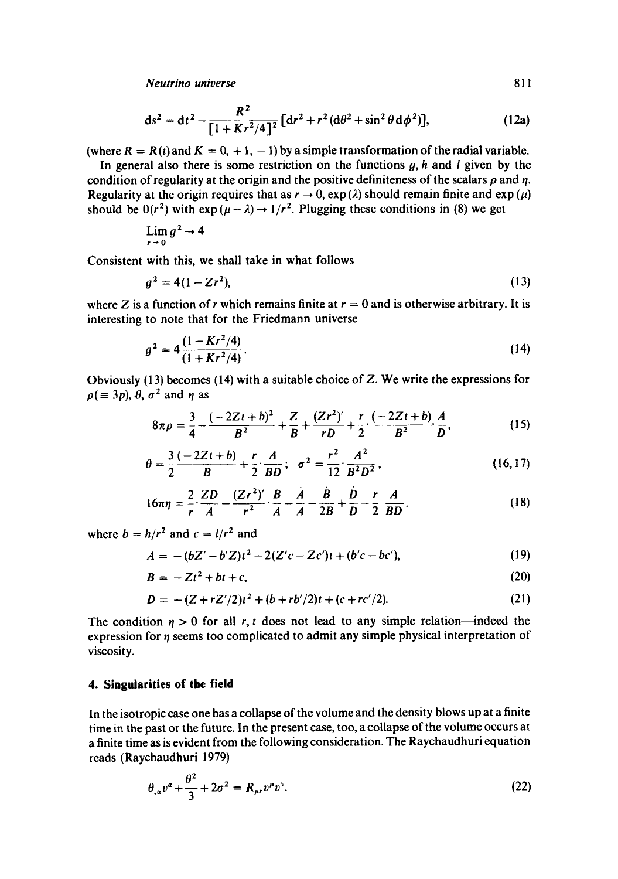$$ds^2 = dt^2 - \frac{R^2}{[1+Kr^2/4]^2}[dr^2 + r^2(d\theta^2 + \sin^2\theta \, d\phi^2)], \tag{12a}$$

(where $R = R(t)$ and $K = 0, +1, -1$) by a simple transformation of the radial variable.

In general also there is some restriction on the functions $g$, $h$ and $l$ given by the condition of regularity at the origin and the positive definiteness of the scalars $\rho$ and $\eta$. Regularity at the origin requires that as $r \to 0$, $\exp(\lambda)$ should remain finite and $\exp(\mu)$ should be $0(r^2)$ with $\exp(\mu - \lambda) \to 1/r^2$. Plugging these conditions in (8) we get

$$\lim_{r \to 0} g^2 \to 4$$

Consistent with this, we shall take in what follows

$$g^2 = 4(1 - Zr^2), \tag{13}$$

where $Z$ is a function of $r$ which remains finite at $r = 0$ and is otherwise arbitrary. It is interesting to note that for the Friedmann universe

$$g^2 = 4\frac{(1 - Kr^2/4)}{(1 + Kr^2/4)}. \tag{14}$$

Obviously (13) becomes (14) with a suitable choice of $Z$. We write the expressions for $\rho(\equiv 3p)$, $\theta$, $\sigma^2$ and $\eta$ as

$$8\pi\rho = \frac{3}{4} - \frac{(-2Zt+b)^2}{B^2} + \frac{Z}{B} + \frac{(Zr^2)'}{rD} + \frac{r}{2}\cdot\frac{(-2Zt+b)}{B^2}\cdot\frac{A}{D}, \tag{15}$$

$$\theta = \frac{3}{2}\frac{(-2Zt+b)}{B} + \frac{r}{2}\cdot\frac{A}{BD}; \quad \sigma^2 = \frac{r^2}{12}\cdot\frac{A^2}{B^2D^2}, \tag{16, 17}$$

$$16\pi\eta = \frac{2}{r}\cdot\frac{ZD}{A} - \frac{(Zr^2)'}{r^2}\cdot\frac{B}{A} - \frac{\dot{A}}{A} - \frac{\dot{B}}{2B} + \frac{\dot{D}}{D} - \frac{r}{2}\frac{A}{BD}. \tag{18}$$

where $b = h/r^2$ and $c = l/r^2$ and

$$A = -(bZ' - b'Z)t^2 - 2(Z'c - Zc')t + (b'c - bc'), \tag{19}$$

$$B = -Zt^2 + bt + c, \tag{20}$$

$$D = -(Z + rZ'/2)t^2 + (b + rb'/2)t + (c + rc'/2). \tag{21}$$

The condition $\eta > 0$ for all $r, t$ does not lead to any simple relation—indeed the expression for $\eta$ seems too complicated to admit any simple physical interpretation of viscosity.

## 4. Singularities of the field

In the isotropic case one has a collapse of the volume and the density blows up at a finite time in the past or the future. In the present case, too, a collapse of the volume occurs at a finite time as is evident from the following consideration. The Raychaudhuri equation reads (Raychaudhuri 1979)

$$\theta_{,\alpha}v^\alpha + \frac{\theta^2}{3} + 2\sigma^2 = R_{\mu\nu}v^\mu v^\nu. \tag{22}$$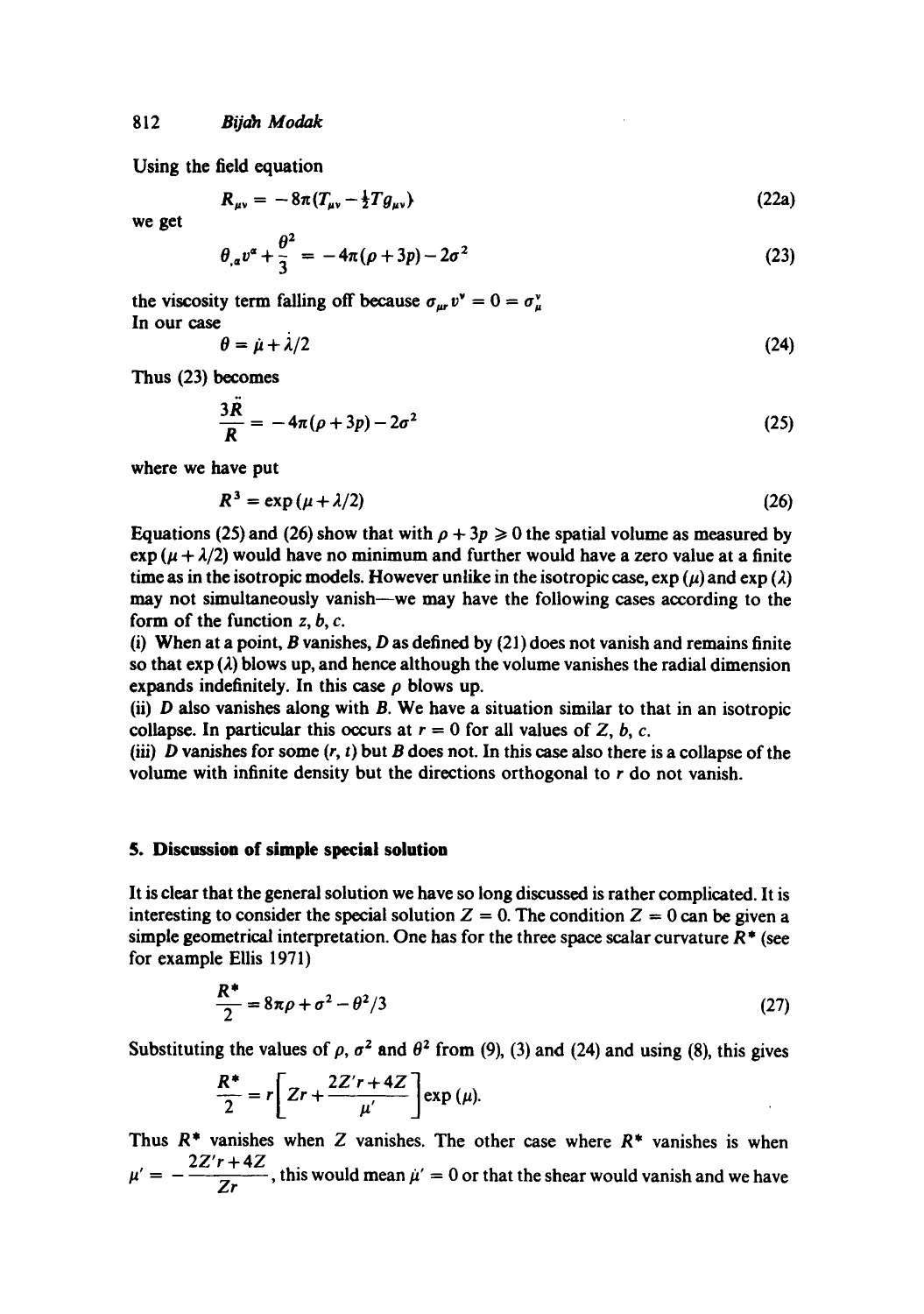Using the field equation

$$R_{\mu\nu} = -8\pi(T_{\mu\nu} - \tfrac{1}{2}Tg_{\mu\nu}) \tag{22a}$$

we get

$$\theta_{,\alpha}v^{\alpha} + \frac{\theta^2}{3} = -4\pi(\rho + 3p) - 2\sigma^2 \tag{23}$$

the viscosity term falling off because $\sigma_{\mu\nu}v^{\nu} = 0 = \sigma^{\nu}_{\mu}$

In our case

$$\theta = \dot{\mu} + \dot{\lambda}/2 \tag{24}$$

Thus (23) becomes

$$\frac{3\ddot{R}}{R} = -4\pi(\rho + 3p) - 2\sigma^2 \tag{25}$$

where we have put

$$R^3 = \exp(\mu + \lambda/2) \tag{26}$$

Equations (25) and (26) show that with $\rho + 3p \geqslant 0$ the spatial volume as measured by $\exp(\mu + \lambda/2)$ would have no minimum and further would have a zero value at a finite time as in the isotropic models. However unlike in the isotropic case, $\exp(\mu)$ and $\exp(\lambda)$ may not simultaneously vanish—we may have the following cases according to the form of the function $z, b, c$.

(i) When at a point, $B$ vanishes, $D$ as defined by (21) does not vanish and remains finite so that $\exp(\lambda)$ blows up, and hence although the volume vanishes the radial dimension expands indefinitely. In this case $\rho$ blows up.

(ii) $D$ also vanishes along with $B$. We have a situation similar to that in an isotropic collapse. In particular this occurs at $r = 0$ for all values of $Z$, $b$, $c$.

(iii) $D$ vanishes for some $(r, t)$ but $B$ does not. In this case also there is a collapse of the volume with infinite density but the directions orthogonal to $r$ do not vanish.

## 5. Discussion of simple special solution

It is clear that the general solution we have so long discussed is rather complicated. It is interesting to consider the special solution $Z = 0$. The condition $Z = 0$ can be given a simple geometrical interpretation. One has for the three space scalar curvature $R^*$ (see for example Ellis 1971)

$$\frac{R^*}{2} = 8\pi\rho + \sigma^2 - \theta^2/3 \tag{27}$$

Substituting the values of $\rho$, $\sigma^2$ and $\theta^2$ from (9), (3) and (24) and using (8), this gives

$$\frac{R^*}{2} = r\left[Zr + \frac{2Z'r + 4Z}{\mu'}\right]\exp(\mu).$$

Thus $R^*$ vanishes when $Z$ vanishes. The other case where $R^*$ vanishes is when $\mu' = -\dfrac{2Z'r + 4Z}{Zr}$, this would mean $\dot{\mu}' = 0$ or that the shear would vanish and we have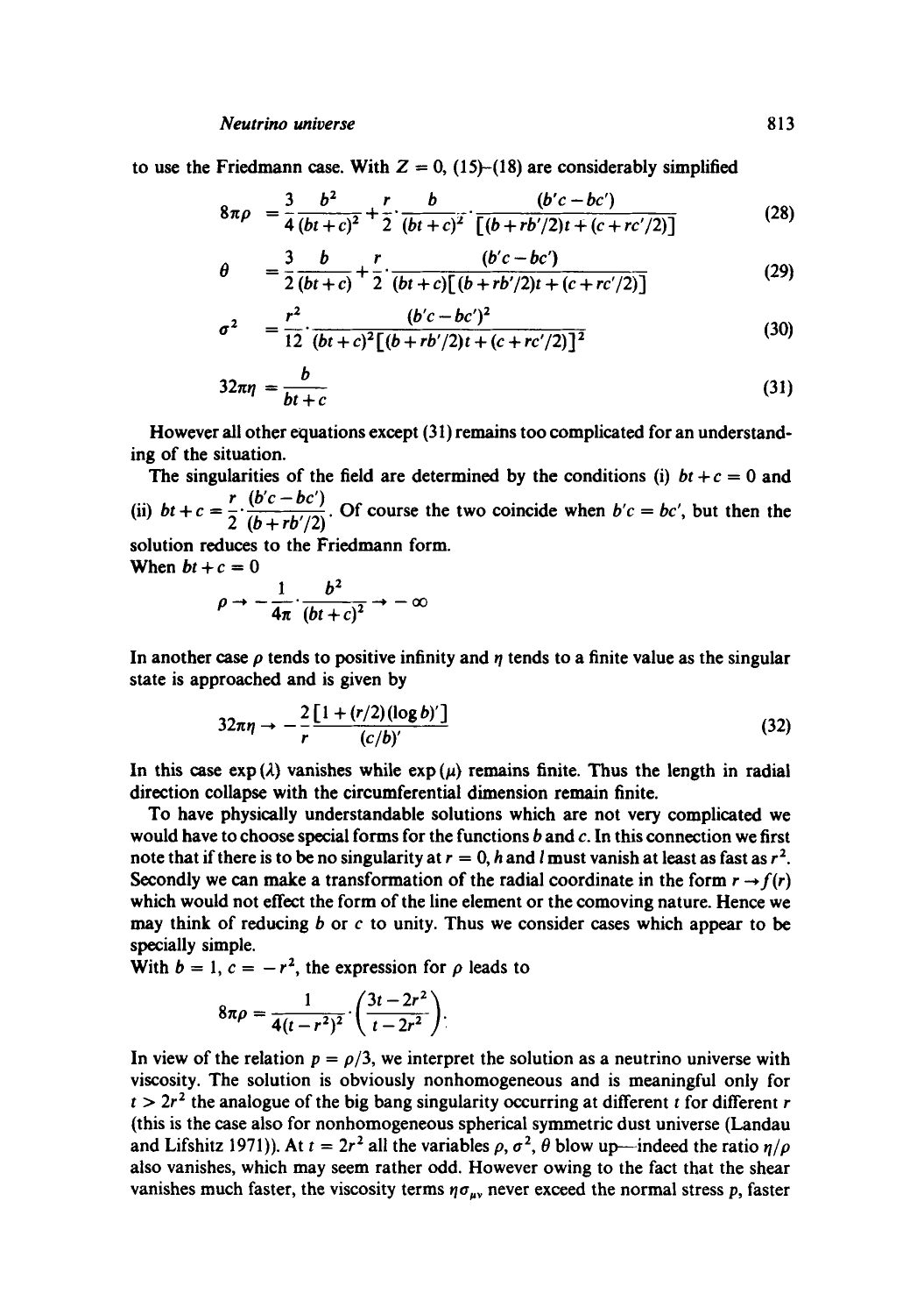to use the Friedmann case. With $Z = 0$, (15)–(18) are considerably simplified

$$8\pi\rho = \frac{3}{4}\frac{b^2}{(bt+c)^2} + \frac{r}{2}\cdot\frac{b}{(bt+c)^2}\cdot\frac{(b'c - bc')}{[(b + rb'/2)t + (c + rc'/2)]} \tag{28}$$

$$\theta = \frac{3}{2}\frac{b}{(bt+c)} + \frac{r}{2}\cdot\frac{(b'c - bc')}{(bt+c)[(b + rb'/2)t + (c + rc'/2)]} \tag{29}$$

$$\sigma^2 = \frac{r^2}{12}\cdot\frac{(b'c - bc')^2}{(bt+c)^2[(b + rb'/2)t + (c + rc'/2)]^2} \tag{30}$$

$$32\pi\eta = \frac{b}{bt+c} \tag{31}$$

However all other equations except (31) remains too complicated for an understanding of the situation.

The singularities of the field are determined by the conditions (i) $bt + c = 0$ and (ii) $bt + c = \dfrac{r}{2}\cdot\dfrac{(b'c - bc')}{(b + rb'/2)}$. Of course the two coincide when $b'c = bc'$, but then the solution reduces to the Friedmann form.

When $bt + c = 0$

$$\rho \to -\frac{1}{4\pi}\cdot\frac{b^2}{(bt+c)^2} \to -\infty$$

In another case $\rho$ tends to positive infinity and $\eta$ tends to a finite value as the singular state is approached and is given by

$$32\pi\eta \to -\frac{2}{r}\frac{[1 + (r/2)(\log b)']}{(c/b)'} \tag{32}$$

In this case $\exp(\lambda)$ vanishes while $\exp(\mu)$ remains finite. Thus the length in radial direction collapse with the circumferential dimension remain finite.

To have physically understandable solutions which are not very complicated we would have to choose special forms for the functions $b$ and $c$. In this connection we first note that if there is to be no singularity at $r = 0$, $h$ and $l$ must vanish at least as fast as $r^2$. Secondly we can make a transformation of the radial coordinate in the form $r \to f(r)$ which would not effect the form of the line element or the comoving nature. Hence we may think of reducing $b$ or $c$ to unity. Thus we consider cases which appear to be specially simple.

With $b = 1$, $c = -r^2$, the expression for $\rho$ leads to

$$8\pi\rho = \frac{1}{4(t - r^2)^2}\cdot\left(\frac{3t - 2r^2}{t - 2r^2}\right).$$

In view of the relation $p = \rho/3$, we interpret the solution as a neutrino universe with viscosity. The solution is obviously nonhomogeneous and is meaningful only for $t > 2r^2$ the analogue of the big bang singularity occurring at different $t$ for different $r$ (this is the case also for nonhomogeneous spherical symmetric dust universe (Landau and Lifshitz 1971)). At $t = 2r^2$ all the variables $\rho$, $\sigma^2$, $\theta$ blow up—indeed the ratio $\eta/\rho$ also vanishes, which may seem rather odd. However owing to the fact that the shear vanishes much faster, the viscosity terms $\eta\sigma_{\mu\nu}$ never exceed the normal stress $p$, faster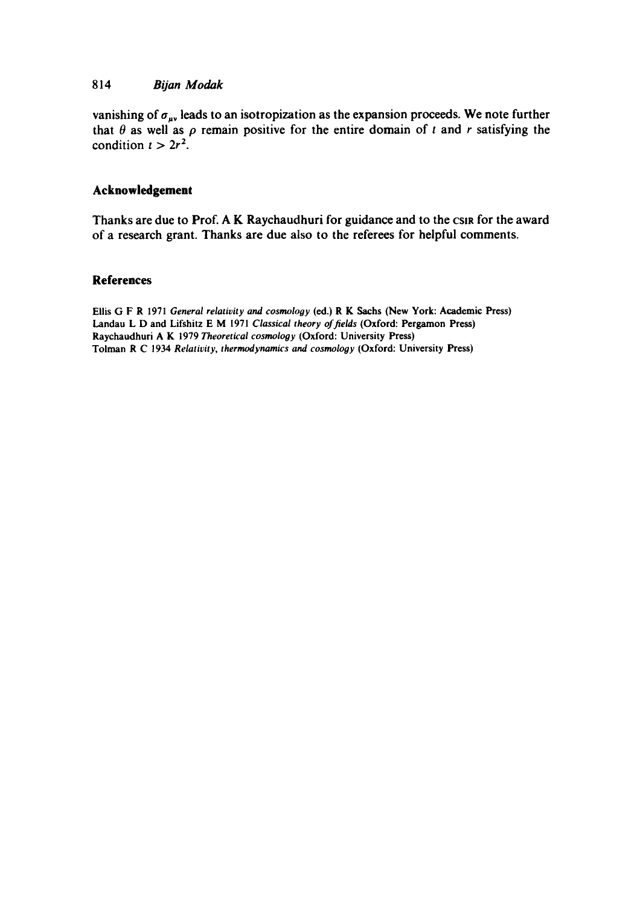vanishing of $\sigma_{\mu\nu}$ leads to an isotropization as the expansion proceeds. We note further that $\theta$ as well as $\rho$ remain positive for the entire domain of $t$ and $r$ satisfying the condition $t > 2r^2$.

## Acknowledgement

Thanks are due to Prof. A K Raychaudhuri for guidance and to the CSIR for the award of a research grant. Thanks are due also to the referees for helpful comments.

## References

Ellis G F R 1971 *General relativity and cosmology* (ed.) R K Sachs (New York: Academic Press)
Landau L D and Lifshitz E M 1971 *Classical theory of fields* (Oxford: Pergamon Press)
Raychaudhuri A K 1979 *Theoretical cosmology* (Oxford: University Press)
Tolman R C 1934 *Relativity, thermodynamics and cosmology* (Oxford: University Press)